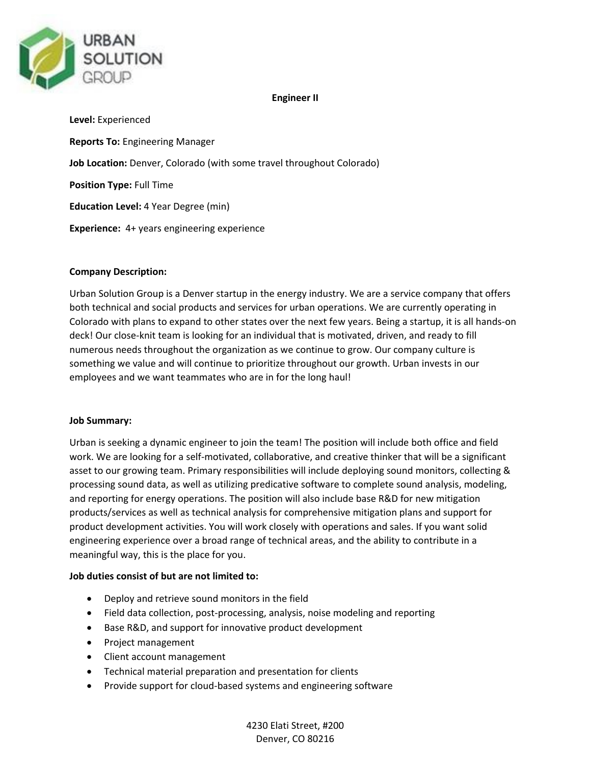URBAN SOLUTION GROUP

# Engineer II

**Level:** Experienced

**Reports To:** Engineering Manager

**Job Location:** Denver, Colorado (with some travel throughout Colorado)

**Position Type:** Full Time

**Education Level:** 4 Year Degree (min)

**Experience:** 4+ years engineering experience

**Company Description:**

Urban Solution Group is a Denver startup in the energy industry. We are a service company that offers both technical and social products and services for urban operations. We are currently operating in Colorado with plans to expand to other states over the next few years. Being a startup, it is all hands-on deck! Our close-knit team is looking for an individual that is motivated, driven, and ready to fill numerous needs throughout the organization as we continue to grow. Our company culture is something we value and will continue to prioritize throughout our growth. Urban invests in our employees and we want teammates who are in for the long haul!

**Job Summary:**

Urban is seeking a dynamic engineer to join the team! The position will include both office and field work. We are looking for a self-motivated, collaborative, and creative thinker that will be a significant asset to our growing team. Primary responsibilities will include deploying sound monitors, collecting & processing sound data, as well as utilizing predicative software to complete sound analysis, modeling, and reporting for energy operations. The position will also include base R&D for new mitigation products/services as well as technical analysis for comprehensive mitigation plans and support for product development activities. You will work closely with operations and sales. If you want solid engineering experience over a broad range of technical areas, and the ability to contribute in a meaningful way, this is the place for you.

**Job duties consist of but are not limited to:**

- Deploy and retrieve sound monitors in the field
- Field data collection, post-processing, analysis, noise modeling and reporting
- Base R&D, and support for innovative product development
- Project management
- Client account management
- Technical material preparation and presentation for clients
- Provide support for cloud-based systems and engineering software

4230 Elati Street, #200
Denver, CO 80216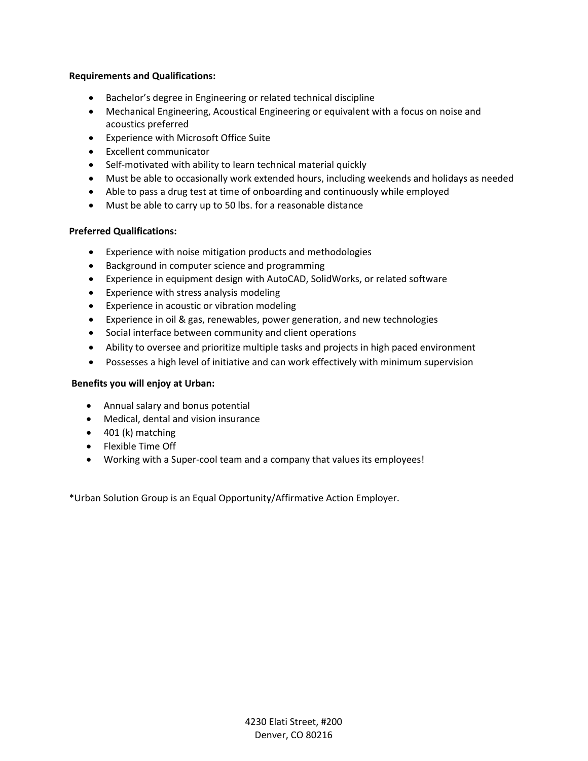**Requirements and Qualifications:**

- Bachelor's degree in Engineering or related technical discipline
- Mechanical Engineering, Acoustical Engineering or equivalent with a focus on noise and acoustics preferred
- Experience with Microsoft Office Suite
- Excellent communicator
- Self-motivated with ability to learn technical material quickly
- Must be able to occasionally work extended hours, including weekends and holidays as needed
- Able to pass a drug test at time of onboarding and continuously while employed
- Must be able to carry up to 50 lbs. for a reasonable distance

**Preferred Qualifications:**

- Experience with noise mitigation products and methodologies
- Background in computer science and programming
- Experience in equipment design with AutoCAD, SolidWorks, or related software
- Experience with stress analysis modeling
- Experience in acoustic or vibration modeling
- Experience in oil & gas, renewables, power generation, and new technologies
- Social interface between community and client operations
- Ability to oversee and prioritize multiple tasks and projects in high paced environment
- Possesses a high level of initiative and can work effectively with minimum supervision

**Benefits you will enjoy at Urban:**

- Annual salary and bonus potential
- Medical, dental and vision insurance
- 401 (k) matching
- Flexible Time Off
- Working with a Super-cool team and a company that values its employees!

*Urban Solution Group is an Equal Opportunity/Affirmative Action Employer.

4230 Elati Street, #200
Denver, CO 80216